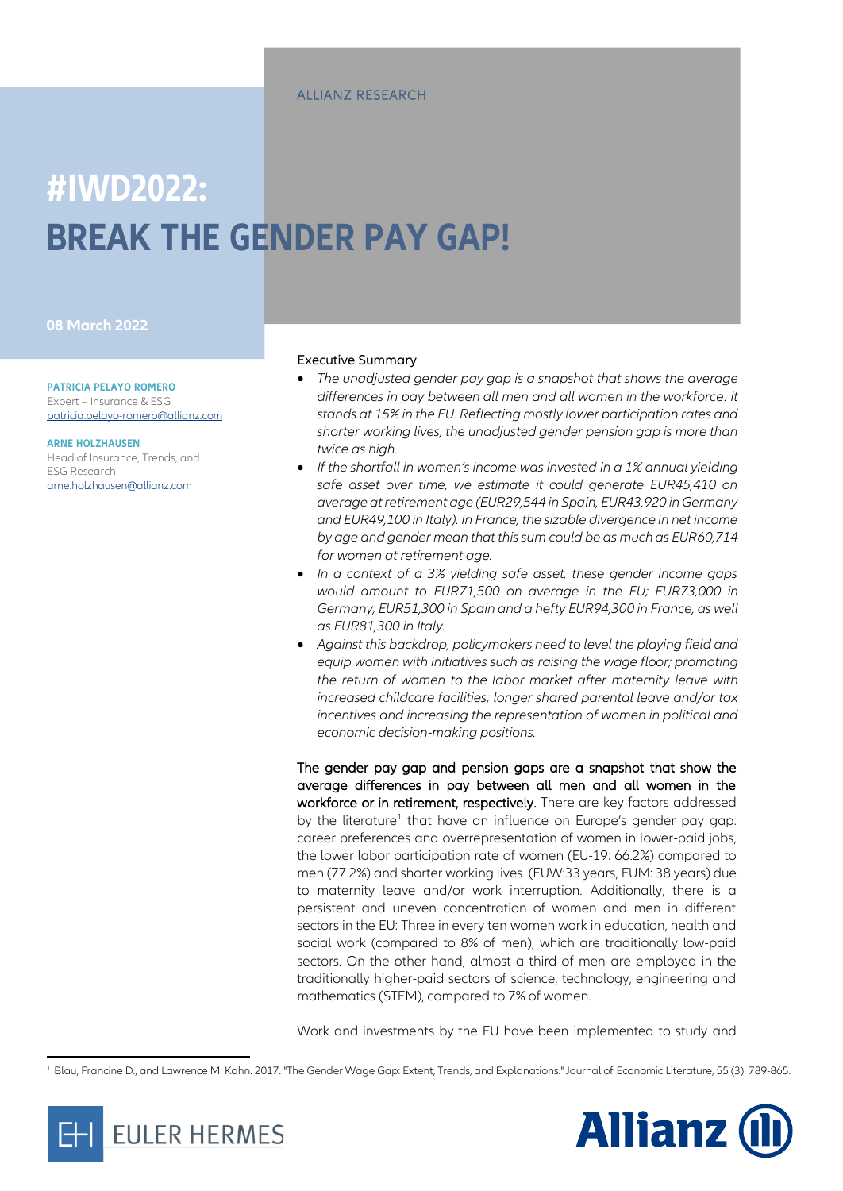ALLIANZ RESEARCH

# #IWD2022: BREAK THE GENDER PAY GAP!

08 March 2022

**PATRICIA PELAYO ROMERO**
Expert – Insurance & ESG
patricia.pelayo-romero@allianz.com

**ARNE HOLZHAUSEN**
Head of Insurance, Trends, and ESG Research
arne.holzhausen@allianz.com

Executive Summary

- *The unadjusted gender pay gap is a snapshot that shows the average differences in pay between all men and all women in the workforce. It stands at 15% in the EU. Reflecting mostly lower participation rates and shorter working lives, the unadjusted gender pension gap is more than twice as high.*
- *If the shortfall in women's income was invested in a 1% annual yielding safe asset over time, we estimate it could generate EUR45,410 on average at retirement age (EUR29,544 in Spain, EUR43,920 in Germany and EUR49,100 in Italy). In France, the sizable divergence in net income by age and gender mean that this sum could be as much as EUR60,714 for women at retirement age.*
- *In a context of a 3% yielding safe asset, these gender income gaps would amount to EUR71,500 on average in the EU; EUR73,000 in Germany; EUR51,300 in Spain and a hefty EUR94,300 in France, as well as EUR81,300 in Italy.*
- *Against this backdrop, policymakers need to level the playing field and equip women with initiatives such as raising the wage floor; promoting the return of women to the labor market after maternity leave with increased childcare facilities; longer shared parental leave and/or tax incentives and increasing the representation of women in political and economic decision-making positions.*

**The gender pay gap and pension gaps are a snapshot that show the average differences in pay between all men and all women in the workforce or in retirement, respectively.** There are key factors addressed by the literature[1] that have an influence on Europe's gender pay gap: career preferences and overrepresentation of women in lower-paid jobs, the lower labor participation rate of women (EU-19: 66.2%) compared to men (77.2%) and shorter working lives (EUW:33 years, EUM: 38 years) due to maternity leave and/or work interruption. Additionally, there is a persistent and uneven concentration of women and men in different sectors in the EU: Three in every ten women work in education, health and social work (compared to 8% of men), which are traditionally low-paid sectors. On the other hand, almost a third of men are employed in the traditionally higher-paid sectors of science, technology, engineering and mathematics (STEM), compared to 7% of women.

Work and investments by the EU have been implemented to study and

[1] Blau, Francine D., and Lawrence M. Kahn. 2017. "The Gender Wage Gap: Extent, Trends, and Explanations." Journal of Economic Literature, 55 (3): 789-865.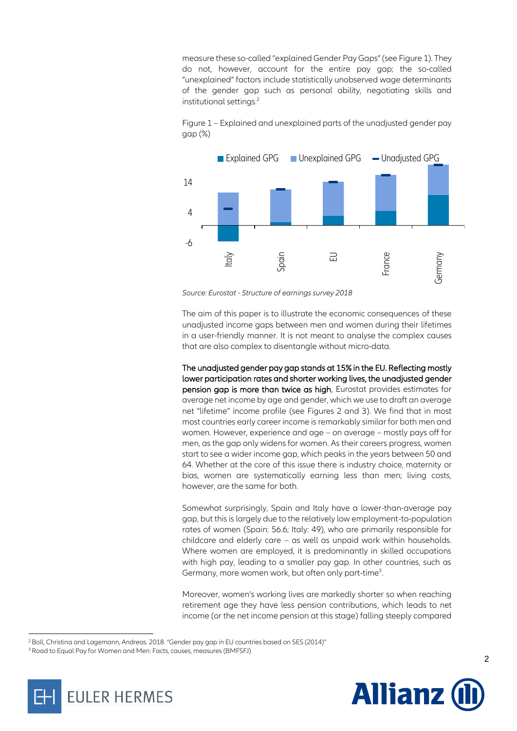measure these so-called "explained Gender Pay Gaps" (see Figure 1). They do not, however, account for the entire pay gap; the so-called "unexplained" factors include statistically unobserved wage determinants of the gender gap such as personal ability, negotiating skills and institutional settings.[2]

Figure 1 – Explained and unexplained parts of the unadjusted gender pay gap (%)

Source: Eurostat - Structure of earnings survey 2018

The aim of this paper is to illustrate the economic consequences of these unadjusted income gaps between men and women during their lifetimes in a user-friendly manner. It is not meant to analyse the complex causes that are also complex to disentangle without micro-data.

**The unadjusted gender pay gap stands at 15% in the EU. Reflecting mostly lower participation rates and shorter working lives, the unadjusted gender pension gap is more than twice as high.** Eurostat provides estimates for average net income by age and gender, which we use to draft an average net "lifetime" income profile (see Figures 2 and 3). We find that in most most countries early career income is remarkably similar for both men and women. However, experience and age – on average – mostly pays off for men, as the gap only widens for women. As their careers progress, women start to see a wider income gap, which peaks in the years between 50 and 64. Whether at the core of this issue there is industry choice, maternity or bias, women are systematically earning less than men; living costs, however, are the same for both.

Somewhat surprisingly, Spain and Italy have a lower-than-average pay gap, but this is largely due to the relatively low employment-to-population rates of women (Spain: 56.6; Italy: 49), who are primarily responsible for childcare and elderly care – as well as unpaid work within households. Where women are employed, it is predominantly in skilled occupations with high pay, leading to a smaller pay gap. In other countries, such as Germany, more women work, but often only part-time[3].

Moreover, women's working lives are markedly shorter so when reaching retirement age they have less pension contributions, which leads to net income (or the net income pension at this stage) falling steeply compared

[2] Boll, Christina and Lagemann, Andreas. 2018. "Gender pay gap in EU countries based on SES (2014)"

[3] Road to Equal Pay for Women and Men: Facts, causes, measures (BMFSFJ)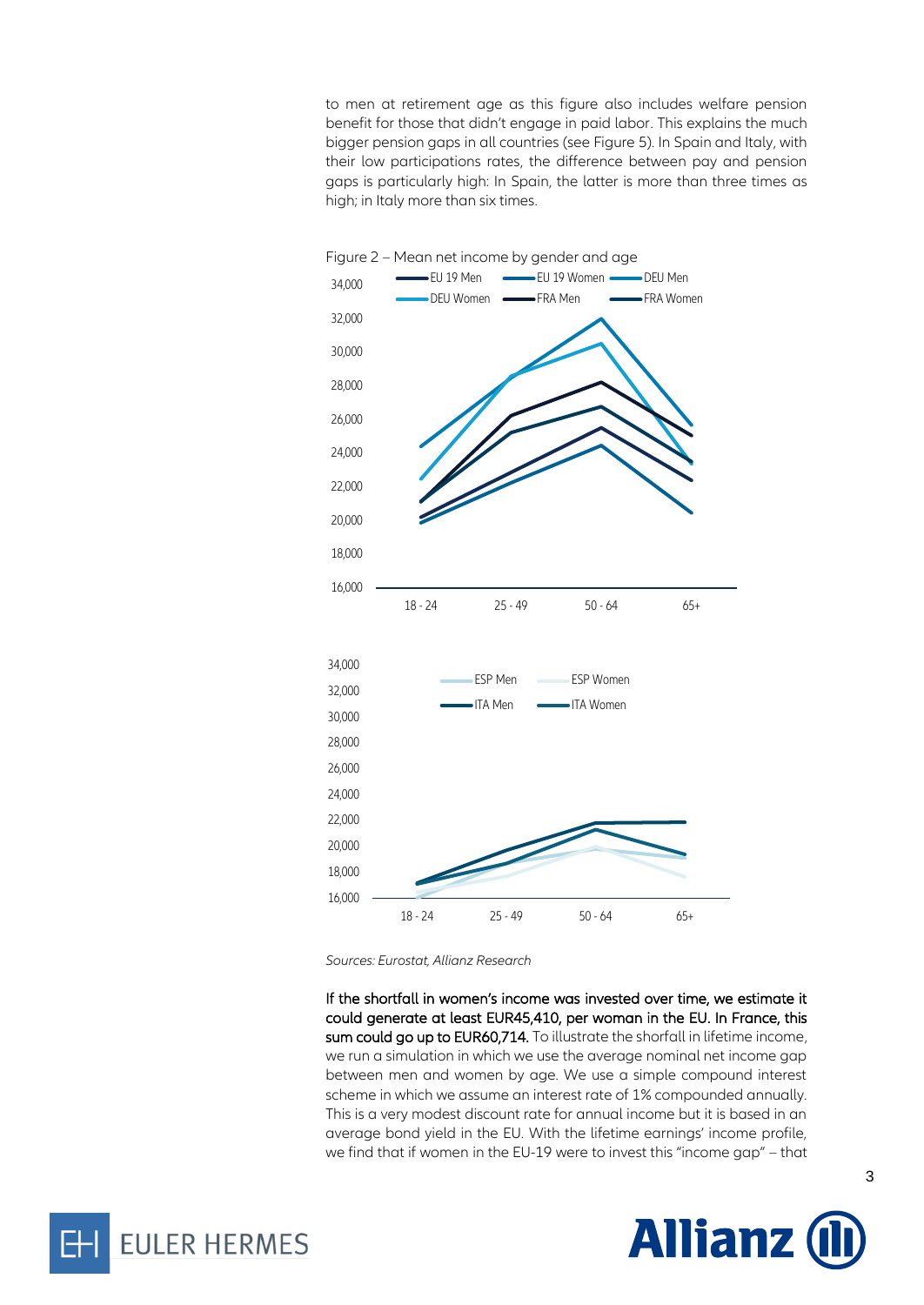to men at retirement age as this figure also includes welfare pension benefit for those that didn't engage in paid labor. This explains the much bigger pension gaps in all countries (see Figure 5). In Spain and Italy, with their low participations rates, the difference between pay and pension gaps is particularly high: In Spain, the latter is more than three times as high; in Italy more than six times.

Figure 2 – Mean net income by gender and age

Sources: Eurostat, Allianz Research

**If the shortfall in women's income was invested over time, we estimate it could generate at least EUR45,410, per woman in the EU. In France, this sum could go up to EUR60,714.** To illustrate the shortfall in lifetime income, we run a simulation in which we use the average nominal net income gap between men and women by age. We use a simple compound interest scheme in which we assume an interest rate of 1% compounded annually. This is a very modest discount rate for annual income but it is based in an average bond yield in the EU. With the lifetime earnings' income profile, we find that if women in the EU-19 were to invest this "income gap" – that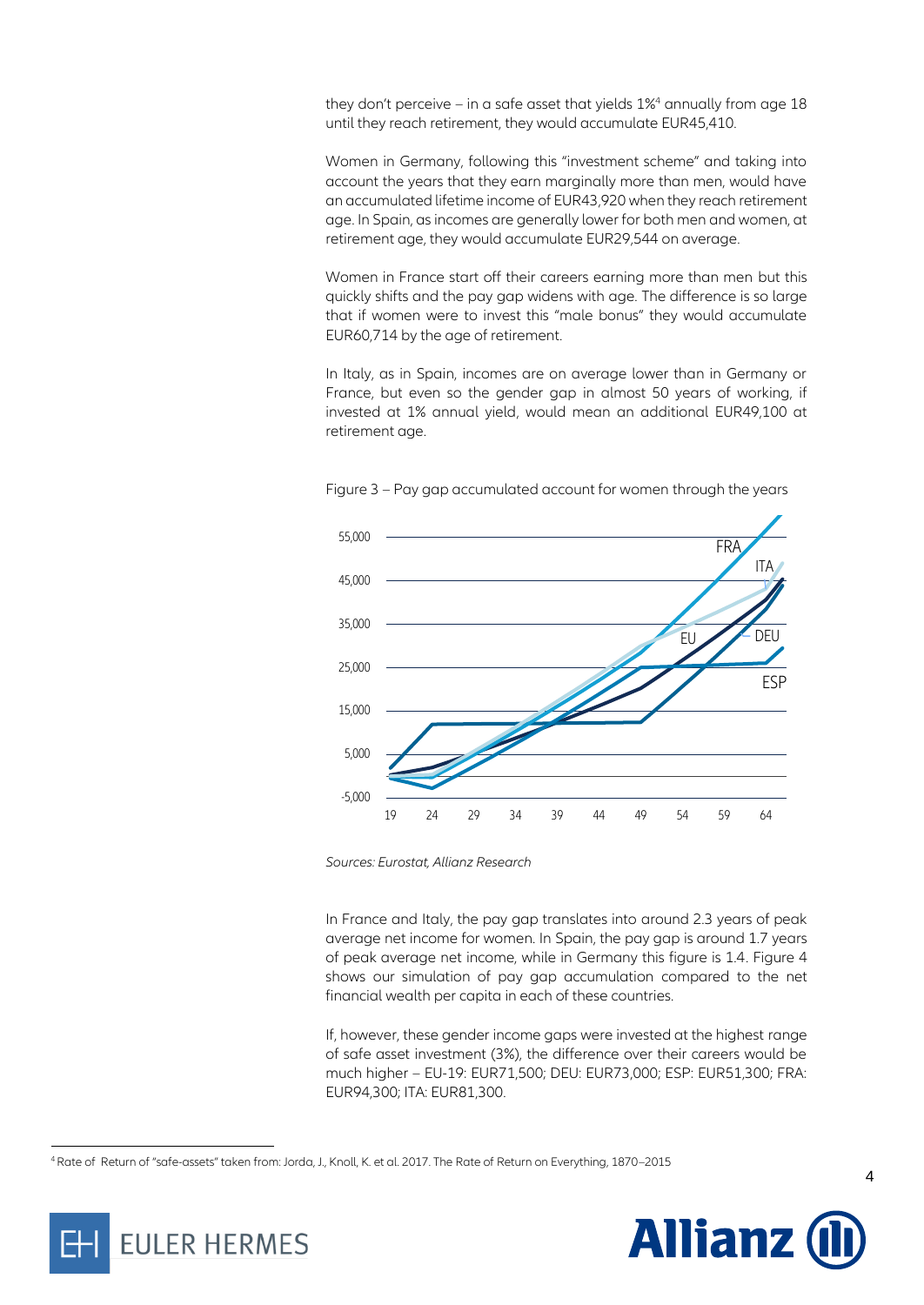they don't perceive – in a safe asset that yields 1%[4] annually from age 18 until they reach retirement, they would accumulate EUR45,410.

Women in Germany, following this "investment scheme" and taking into account the years that they earn marginally more than men, would have an accumulated lifetime income of EUR43,920 when they reach retirement age. In Spain, as incomes are generally lower for both men and women, at retirement age, they would accumulate EUR29,544 on average.

Women in France start off their careers earning more than men but this quickly shifts and the pay gap widens with age. The difference is so large that if women were to invest this "male bonus" they would accumulate EUR60,714 by the age of retirement.

In Italy, as in Spain, incomes are on average lower than in Germany or France, but even so the gender gap in almost 50 years of working, if invested at 1% annual yield, would mean an additional EUR49,100 at retirement age.

Figure 3 – Pay gap accumulated account for women through the years

*Sources: Eurostat, Allianz Research*

In France and Italy, the pay gap translates into around 2.3 years of peak average net income for women. In Spain, the pay gap is around 1.7 years of peak average net income, while in Germany this figure is 1.4. Figure 4 shows our simulation of pay gap accumulation compared to the net financial wealth per capita in each of these countries.

If, however, these gender income gaps were invested at the highest range of safe asset investment (3%), the difference over their careers would be much higher – EU-19: EUR71,500; DEU: EUR73,000; ESP: EUR51,300; FRA: EUR94,300; ITA: EUR81,300.

[4] Rate of Return of "safe-assets" taken from: Jorda, J., Knoll, K. et al. 2017. The Rate of Return on Everything, 1870–2015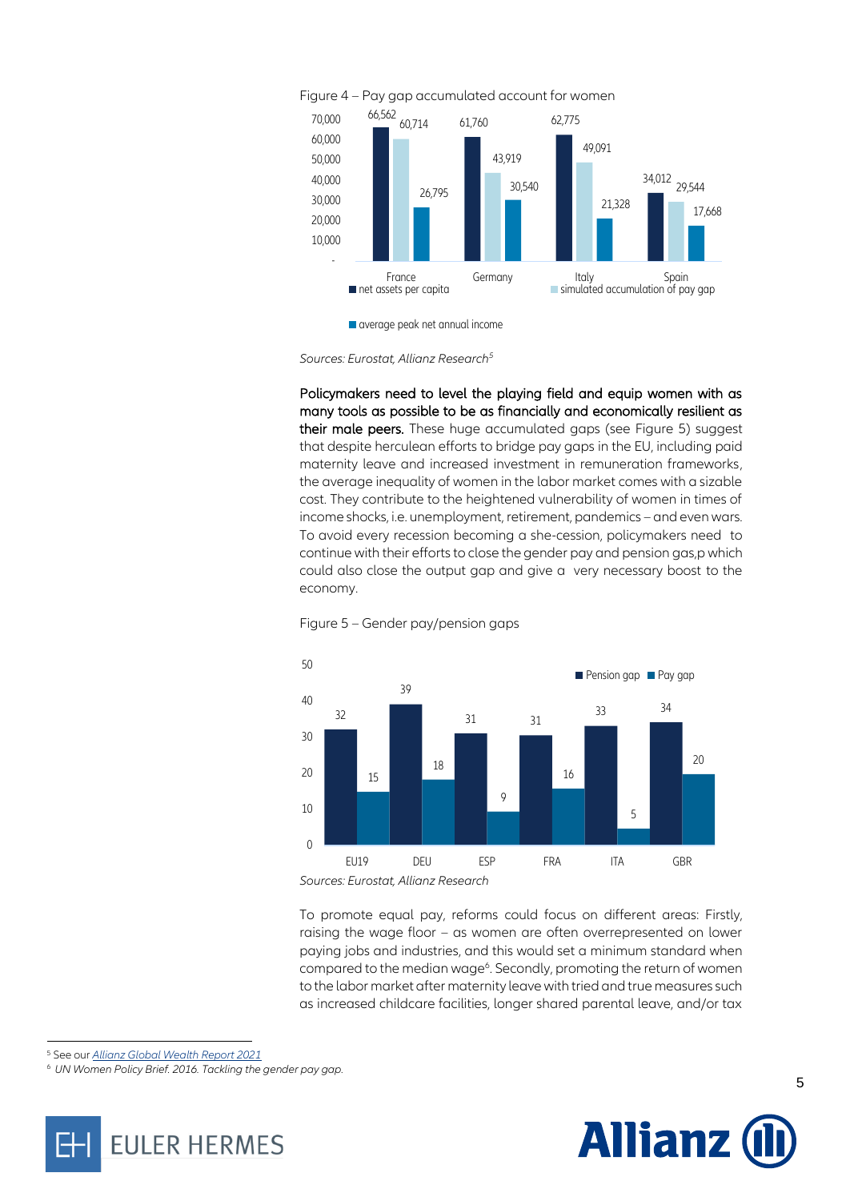Figure 4 – Pay gap accumulated account for women

| | net assets per capita | simulated accumulation of pay gap | average peak net annual income |
|---|---|---|---|
| France | 66,562 | 60,714 | 26,795 |
| Germany | 61,760 | 43,919 | 30,540 |
| Italy | 62,775 | 49,091 | 21,328 |
| Spain | 34,012 | 29,544 | 17,668 |

*Sources: Eurostat, Allianz Research*[5]

**Policymakers need to level the playing field and equip women with as many tools as possible to be as financially and economically resilient as their male peers.** These huge accumulated gaps (see Figure 5) suggest that despite herculean efforts to bridge pay gaps in the EU, including paid maternity leave and increased investment in remuneration frameworks, the average inequality of women in the labor market comes with a sizable cost. They contribute to the heightened vulnerability of women in times of income shocks, i.e. unemployment, retirement, pandemics – and even wars. To avoid every recession becoming a she-cession, policymakers need to continue with their efforts to close the gender pay and pension gas,p which could also close the output gap and give a very necessary boost to the economy.

Figure 5 – Gender pay/pension gaps

| | Pension gap | Pay gap |
|---|---|---|
| EU19 | 32 | 15 |
| DEU | 39 | 18 |
| ESP | 31 | 9 |
| FRA | 31 | 16 |
| ITA | 33 | 5 |
| GBR | 34 | 20 |

*Sources: Eurostat, Allianz Research*

To promote equal pay, reforms could focus on different areas: Firstly, raising the wage floor – as women are often overrepresented on lower paying jobs and industries, and this would set a minimum standard when compared to the median wage[6]. Secondly, promoting the return of women to the labor market after maternity leave with tried and true measures such as increased childcare facilities, longer shared parental leave, and/or tax

---

[5] See our *Allianz Global Wealth Report 2021*

[6] *UN Women Policy Brief. 2016. Tackling the gender pay gap.*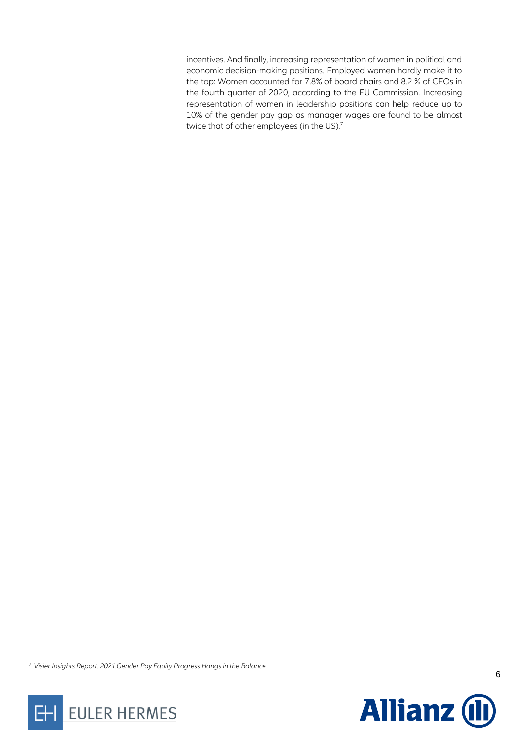incentives. And finally, increasing representation of women in political and economic decision-making positions. Employed women hardly make it to the top: Women accounted for 7.8% of board chairs and 8.2 % of CEOs in the fourth quarter of 2020, according to the EU Commission. Increasing representation of women in leadership positions can help reduce up to 10% of the gender pay gap as manager wages are found to be almost twice that of other employees (in the US).[7]

---

[7] *Visier Insights Report. 2021.Gender Pay Equity Progress Hangs in the Balance.*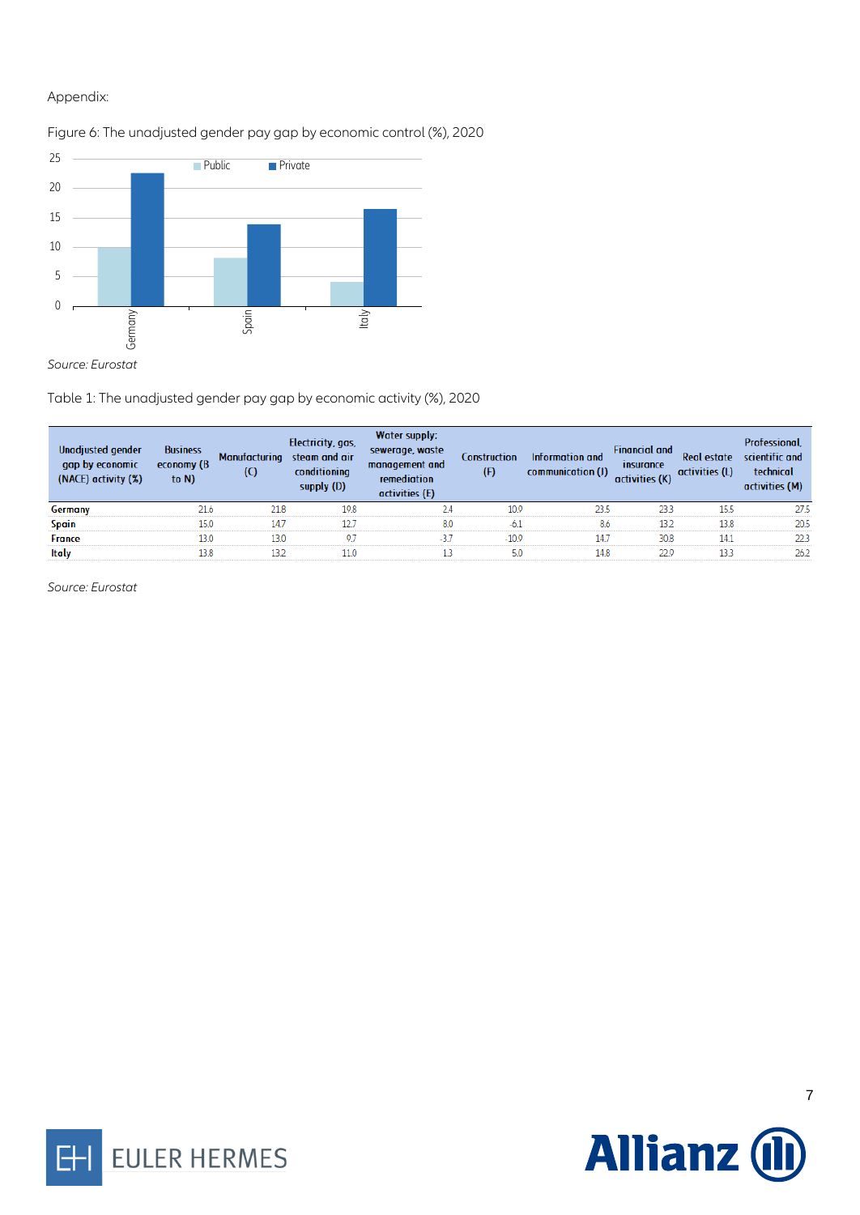Appendix:

Figure 6: The unadjusted gender pay gap by economic control (%), 2020

Source: *Eurostat*

Table 1: The unadjusted gender pay gap by economic activity (%), 2020

| Unadjusted gender gap by economic (NACE) activity (%) | Business economy (B to N) | Manufacturing (C) | Electricity, gas, steam and air conditioning supply (D) | Water supply; sewerage, waste management and remediation activities (E) | Construction (F) | Information and communication (J) | Financial and insurance activities (K) | Real estate activities (L) | Professional, scientific and technical activities (M) |
|---|---|---|---|---|---|---|---|---|---|
| **Germany** | 21.6 | 21.8 | 19.8 | 2.4 | 10.9 | 23.5 | 23.3 | 15.5 | 27.5 |
| **Spain** | 15.0 | 14.7 | 12.7 | 8.0 | -6.1 | 8.6 | 13.2 | 13.8 | 20.5 |
| **France** | 13.0 | 13.0 | 9.7 | -3.7 | -10.9 | 14.7 | 30.8 | 14.1 | 22.3 |
| **Italy** | 13.8 | 13.2 | 11.0 | 1.3 | 5.0 | 14.8 | 22.9 | 13.3 | 26.2 |

Source: *Eurostat*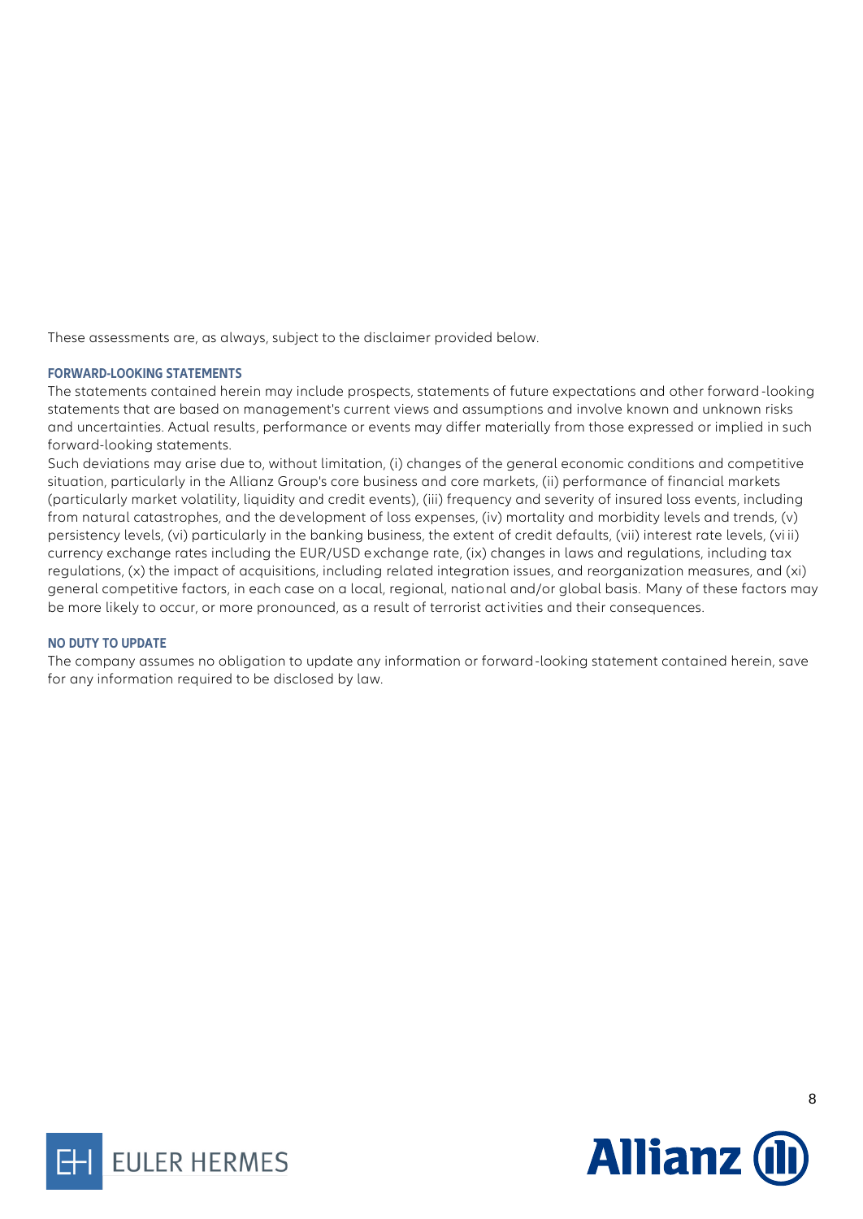These assessments are, as always, subject to the disclaimer provided below.

**FORWARD-LOOKING STATEMENTS**

The statements contained herein may include prospects, statements of future expectations and other forward-looking statements that are based on management's current views and assumptions and involve known and unknown risks and uncertainties. Actual results, performance or events may differ materially from those expressed or implied in such forward-looking statements.

Such deviations may arise due to, without limitation, (i) changes of the general economic conditions and competitive situation, particularly in the Allianz Group's core business and core markets, (ii) performance of financial markets (particularly market volatility, liquidity and credit events), (iii) frequency and severity of insured loss events, including from natural catastrophes, and the development of loss expenses, (iv) mortality and morbidity levels and trends, (v) persistency levels, (vi) particularly in the banking business, the extent of credit defaults, (vii) interest rate levels, (viii) currency exchange rates including the EUR/USD exchange rate, (ix) changes in laws and regulations, including tax regulations, (x) the impact of acquisitions, including related integration issues, and reorganization measures, and (xi) general competitive factors, in each case on a local, regional, national and/or global basis. Many of these factors may be more likely to occur, or more pronounced, as a result of terrorist activities and their consequences.

**NO DUTY TO UPDATE**

The company assumes no obligation to update any information or forward-looking statement contained herein, save for any information required to be disclosed by law.